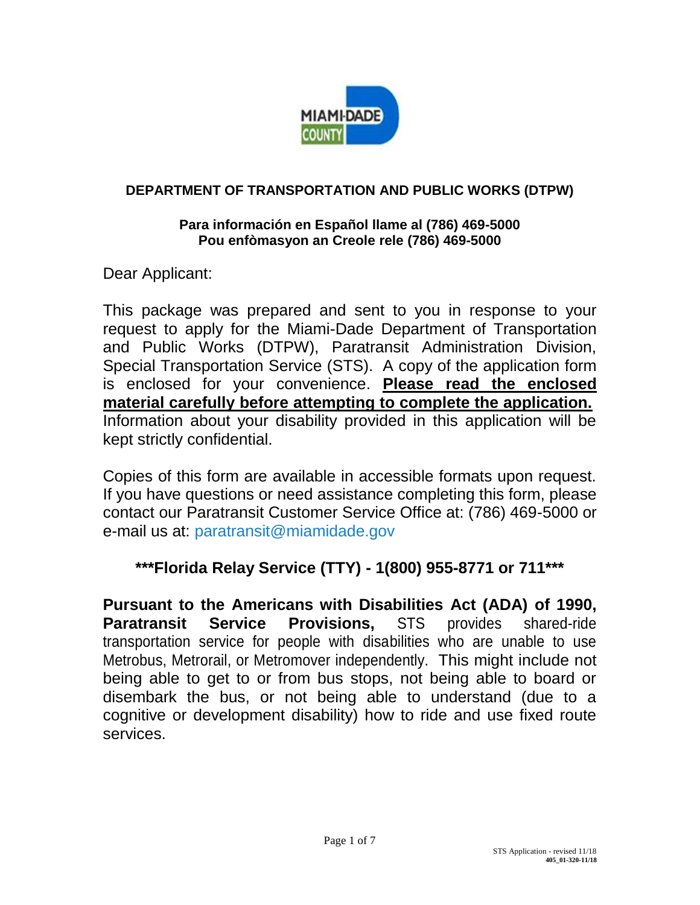## DEPARTMENT OF TRANSPORTATION AND PUBLIC WORKS (DTPW)

**Para información en Español llame al (786) 469-5000**
**Pou enfòmasyon an Creole rele (786) 469-5000**

Dear Applicant:

This package was prepared and sent to you in response to your request to apply for the Miami-Dade Department of Transportation and Public Works (DTPW), Paratransit Administration Division, Special Transportation Service (STS). A copy of the application form is enclosed for your convenience. **Please read the enclosed material carefully before attempting to complete the application.** Information about your disability provided in this application will be kept strictly confidential.

Copies of this form are available in accessible formats upon request. If you have questions or need assistance completing this form, please contact our Paratransit Customer Service Office at: (786) 469-5000 or e-mail us at: paratransit@miamidade.gov

**\*\*\*Florida Relay Service (TTY) - 1(800) 955-8771 or 711\*\*\***

**Pursuant to the Americans with Disabilities Act (ADA) of 1990, Paratransit Service Provisions,** STS provides shared-ride transportation service for people with disabilities who are unable to use Metrobus, Metrorail, or Metromover independently. This might include not being able to get to or from bus stops, not being able to board or disembark the bus, or not being able to understand (due to a cognitive or development disability) how to ride and use fixed route services.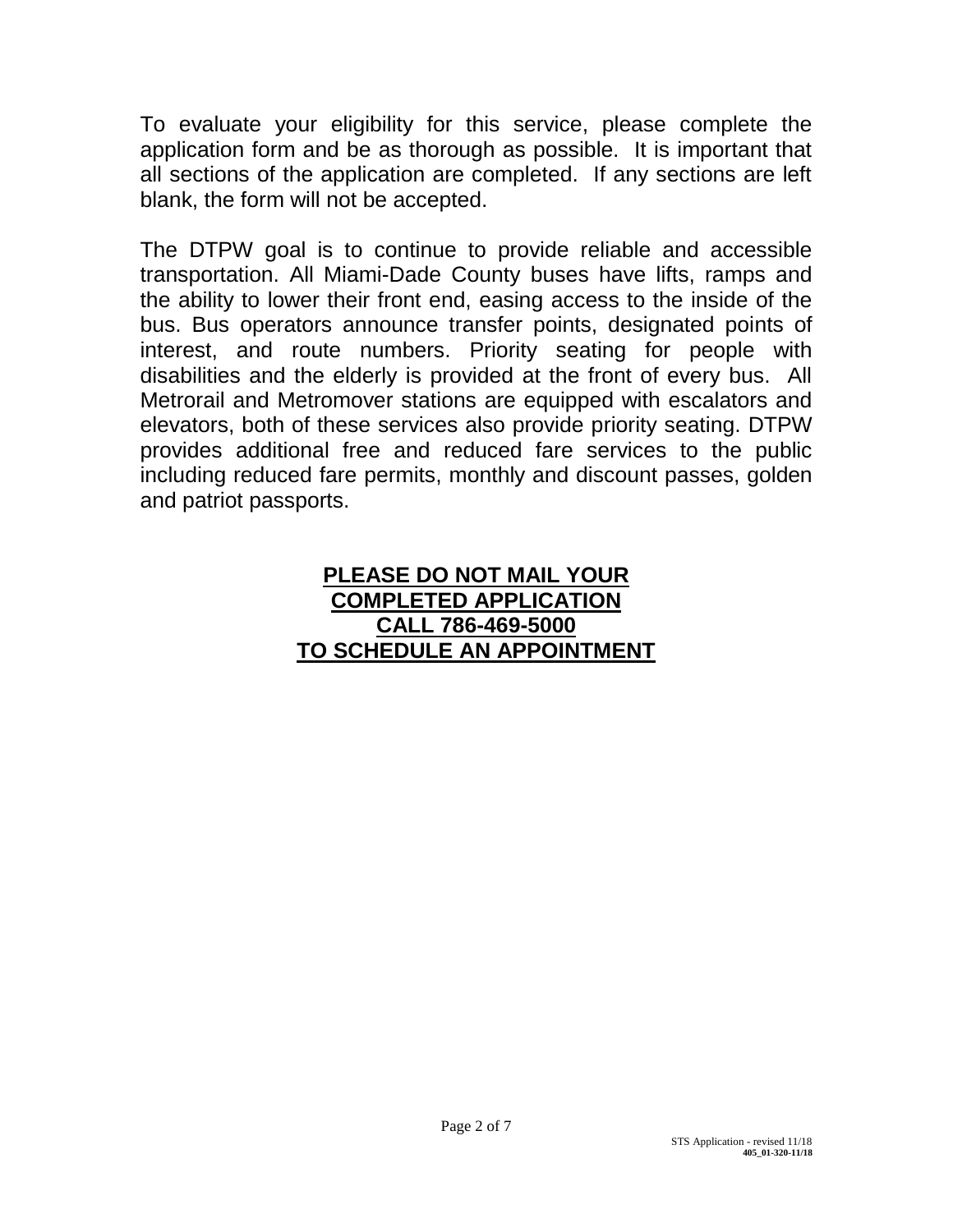To evaluate your eligibility for this service, please complete the application form and be as thorough as possible. It is important that all sections of the application are completed. If any sections are left blank, the form will not be accepted.

The DTPW goal is to continue to provide reliable and accessible transportation. All Miami-Dade County buses have lifts, ramps and the ability to lower their front end, easing access to the inside of the bus. Bus operators announce transfer points, designated points of interest, and route numbers. Priority seating for people with disabilities and the elderly is provided at the front of every bus. All Metrorail and Metromover stations are equipped with escalators and elevators, both of these services also provide priority seating. DTPW provides additional free and reduced fare services to the public including reduced fare permits, monthly and discount passes, golden and patriot passports.

**PLEASE DO NOT MAIL YOUR COMPLETED APPLICATION**
**CALL 786-469-5000**
**TO SCHEDULE AN APPOINTMENT**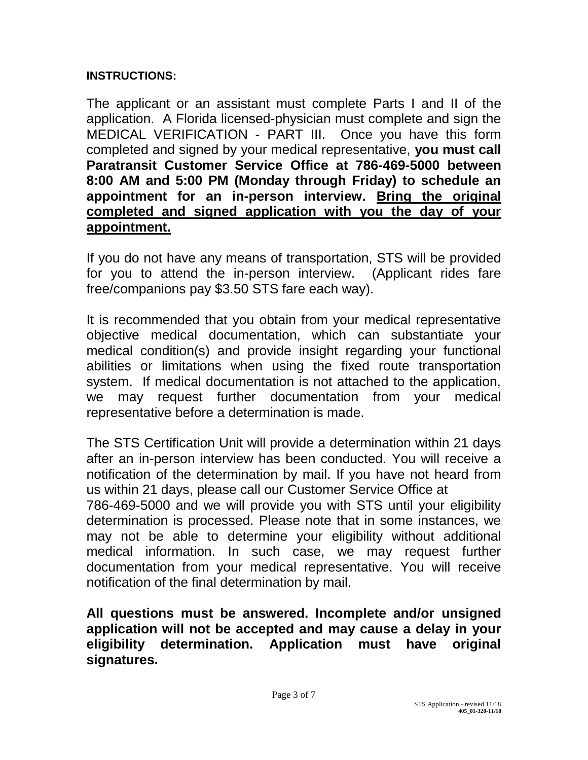**INSTRUCTIONS:**

The applicant or an assistant must complete Parts I and II of the application. A Florida licensed-physician must complete and sign the MEDICAL VERIFICATION - PART III. Once you have this form completed and signed by your medical representative, **you must call Paratransit Customer Service Office at 786-469-5000 between 8:00 AM and 5:00 PM (Monday through Friday) to schedule an appointment for an in-person interview. <u>Bring the original completed and signed application with you the day of your appointment.</u>**

If you do not have any means of transportation, STS will be provided for you to attend the in-person interview. (Applicant rides fare free/companions pay $3.50 STS fare each way).

It is recommended that you obtain from your medical representative objective medical documentation, which can substantiate your medical condition(s) and provide insight regarding your functional abilities or limitations when using the fixed route transportation system. If medical documentation is not attached to the application, we may request further documentation from your medical representative before a determination is made.

The STS Certification Unit will provide a determination within 21 days after an in-person interview has been conducted. You will receive a notification of the determination by mail. If you have not heard from us within 21 days, please call our Customer Service Office at 786-469-5000 and we will provide you with STS until your eligibility determination is processed. Please note that in some instances, we may not be able to determine your eligibility without additional medical information. In such case, we may request further documentation from your medical representative. You will receive notification of the final determination by mail.

**All questions must be answered. Incomplete and/or unsigned application will not be accepted and may cause a delay in your eligibility determination. Application must have original signatures.**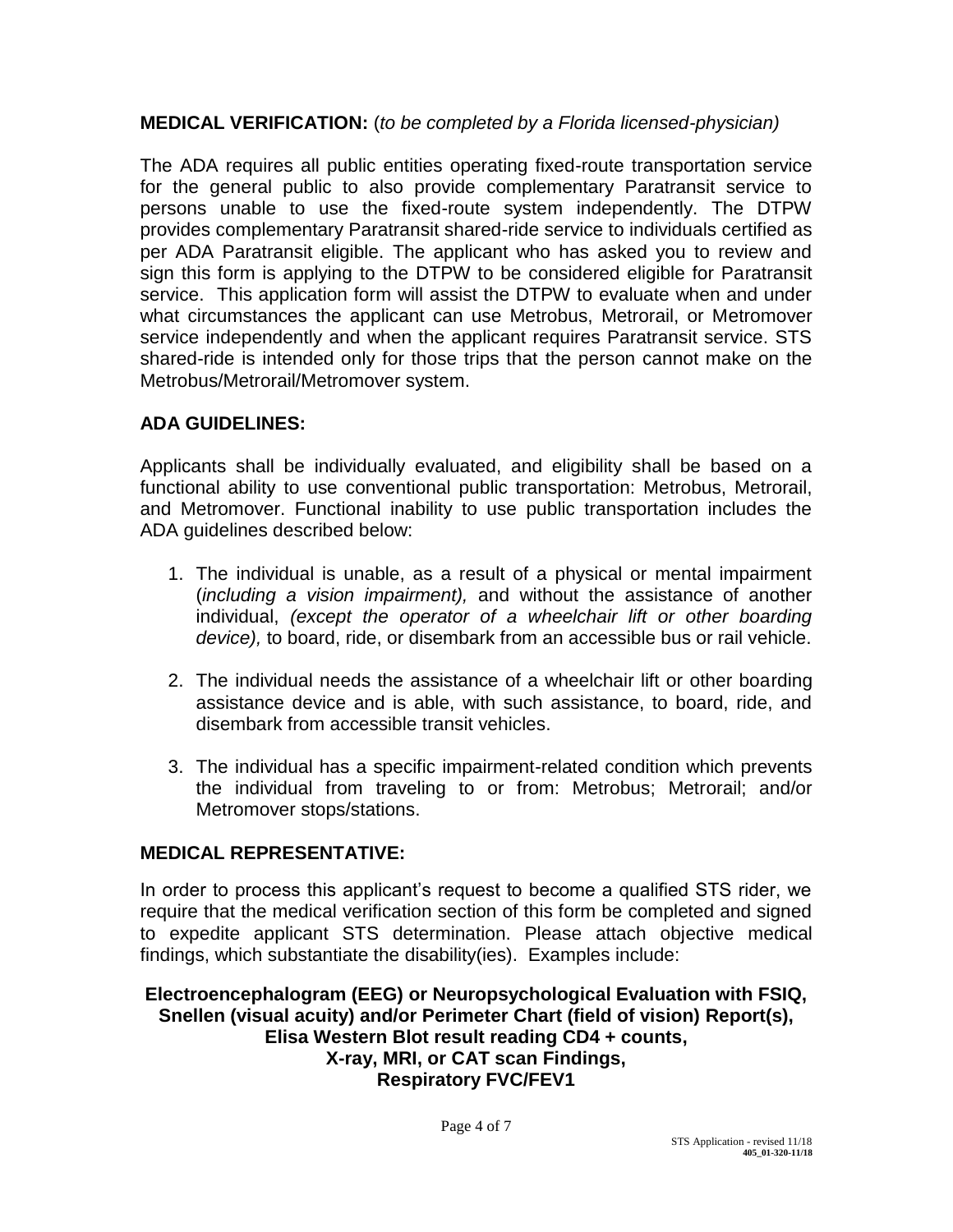**MEDICAL VERIFICATION:** (*to be completed by a Florida licensed-physician)*

The ADA requires all public entities operating fixed-route transportation service for the general public to also provide complementary Paratransit service to persons unable to use the fixed-route system independently. The DTPW provides complementary Paratransit shared-ride service to individuals certified as per ADA Paratransit eligible. The applicant who has asked you to review and sign this form is applying to the DTPW to be considered eligible for Paratransit service. This application form will assist the DTPW to evaluate when and under what circumstances the applicant can use Metrobus, Metrorail, or Metromover service independently and when the applicant requires Paratransit service. STS shared-ride is intended only for those trips that the person cannot make on the Metrobus/Metrorail/Metromover system.

**ADA GUIDELINES:**

Applicants shall be individually evaluated, and eligibility shall be based on a functional ability to use conventional public transportation: Metrobus, Metrorail, and Metromover. Functional inability to use public transportation includes the ADA guidelines described below:

1. The individual is unable, as a result of a physical or mental impairment (*including a vision impairment),* and without the assistance of another individual, *(except the operator of a wheelchair lift or other boarding device),* to board, ride, or disembark from an accessible bus or rail vehicle.

2. The individual needs the assistance of a wheelchair lift or other boarding assistance device and is able, with such assistance, to board, ride, and disembark from accessible transit vehicles.

3. The individual has a specific impairment-related condition which prevents the individual from traveling to or from: Metrobus; Metrorail; and/or Metromover stops/stations.

**MEDICAL REPRESENTATIVE:**

In order to process this applicant's request to become a qualified STS rider, we require that the medical verification section of this form be completed and signed to expedite applicant STS determination. Please attach objective medical findings, which substantiate the disability(ies). Examples include:

**Electroencephalogram (EEG) or Neuropsychological Evaluation with FSIQ,**
**Snellen (visual acuity) and/or Perimeter Chart (field of vision) Report(s),**
**Elisa Western Blot result reading CD4 + counts,**
**X-ray, MRI, or CAT scan Findings,**
**Respiratory FVC/FEV1**

STS Application - revised 11/18
**405_01-320-11/18**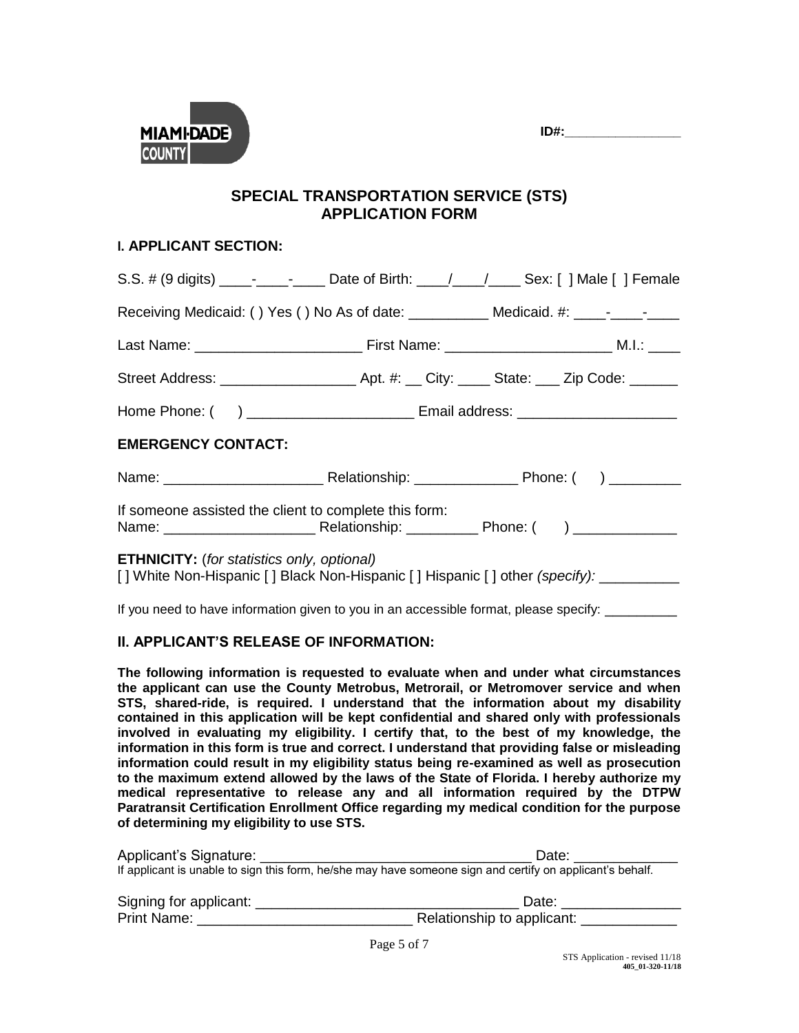MIAMI-DADE COUNTY

**ID#:**________________

## SPECIAL TRANSPORTATION SERVICE (STS) APPLICATION FORM

### I. APPLICANT SECTION:

S.S. # (9 digits) ____-____-____ Date of Birth: ____/____/____ Sex: [ ] Male [ ] Female

Receiving Medicaid: ( ) Yes ( ) No As of date: __________ Medicaid. #: ____-____-____

Last Name: _____________________ First Name: _____________________ M.I.: ____

Street Address: _________________ Apt. #: __ City: ____ State: ___ Zip Code: ______

Home Phone: (    ) _____________________ Email address: ____________________

**EMERGENCY CONTACT:**

Name: ____________________ Relationship: _____________ Phone: (    ) _________

If someone assisted the client to complete this form:
Name: ___________________ Relationship: _________ Phone: (    ) _____________

**ETHNICITY:** (*for statistics only, optional*)
[ ] White Non-Hispanic [ ] Black Non-Hispanic [ ] Hispanic [ ] other *(specify):* __________

If you need to have information given to you in an accessible format, please specify: __________

### II. APPLICANT'S RELEASE OF INFORMATION:

**The following information is requested to evaluate when and under what circumstances the applicant can use the County Metrobus, Metrorail, or Metromover service and when STS, shared-ride, is required. I understand that the information about my disability contained in this application will be kept confidential and shared only with professionals involved in evaluating my eligibility. I certify that, to the best of my knowledge, the information in this form is true and correct. I understand that providing false or misleading information could result in my eligibility status being re-examined as well as prosecution to the maximum extend allowed by the laws of the State of Florida. I hereby authorize my medical representative to release any and all information required by the DTPW Paratransit Certification Enrollment Office regarding my medical condition for the purpose of determining my eligibility to use STS.**

Applicant's Signature: __________________________________ Date: _____________
If applicant is unable to sign this form, he/she may have someone sign and certify on applicant's behalf.

Signing for applicant: _________________________________ Date: _______________
Print Name: ___________________________ Relationship to applicant: ____________

STS Application - revised 11/18
**405_01-320-11/18**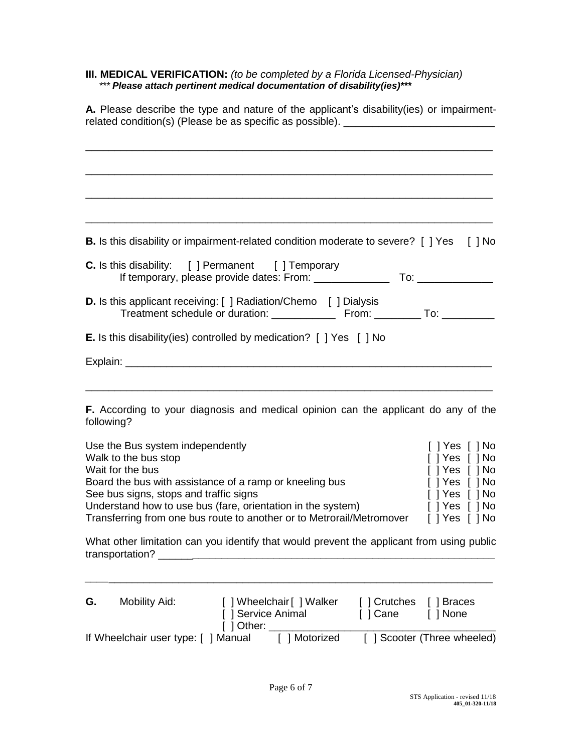**III. MEDICAL VERIFICATION:** *(to be completed by a Florida Licensed-Physician)*
*** ***Please attach pertinent medical documentation of disability(ies)****

**A.** Please describe the type and nature of the applicant's disability(ies) or impairment-related condition(s) (Please be as specific as possible). ___________________________

___________________________________________________________________________

___________________________________________________________________________

___________________________________________________________________________

___________________________________________________________________________

**B.** Is this disability or impairment-related condition moderate to severe? [ ] Yes [ ] No

**C.** Is this disability: [ ] Permanent [ ] Temporary
If temporary, please provide dates: From: _____________ To: _____________

**D.** Is this applicant receiving: [ ] Radiation/Chemo [ ] Dialysis
Treatment schedule or duration: ___________ From: ________ To: _________

**E.** Is this disability(ies) controlled by medication? [ ] Yes [ ] No

Explain: ___________________________________________________________________

___________________________________________________________________________

**F.** According to your diagnosis and medical opinion can the applicant do any of the following?

| | |
|---|---|
| Use the Bus system independently | [ ] Yes [ ] No |
| Walk to the bus stop | [ ] Yes [ ] No |
| Wait for the bus | [ ] Yes [ ] No |
| Board the bus with assistance of a ramp or kneeling bus | [ ] Yes [ ] No |
| See bus signs, stops and traffic signs | [ ] Yes [ ] No |
| Understand how to use bus (fare, orientation in the system) | [ ] Yes [ ] No |
| Transferring from one bus route to another or to Metrorail/Metromover | [ ] Yes [ ] No |

What other limitation can you identify that would prevent the applicant from using public transportation? ___________________________________________________________

___________________________________________________________________________

**G.** Mobility Aid: [ ] Wheelchair [ ] Walker [ ] Crutches [ ] Braces
[ ] Service Animal [ ] Cane [ ] None
[ ] Other: _______________________________________

If Wheelchair user type: [ ] Manual [ ] Motorized [ ] Scooter (Three wheeled)

STS Application - revised 11/18
**405_01-320-11/18**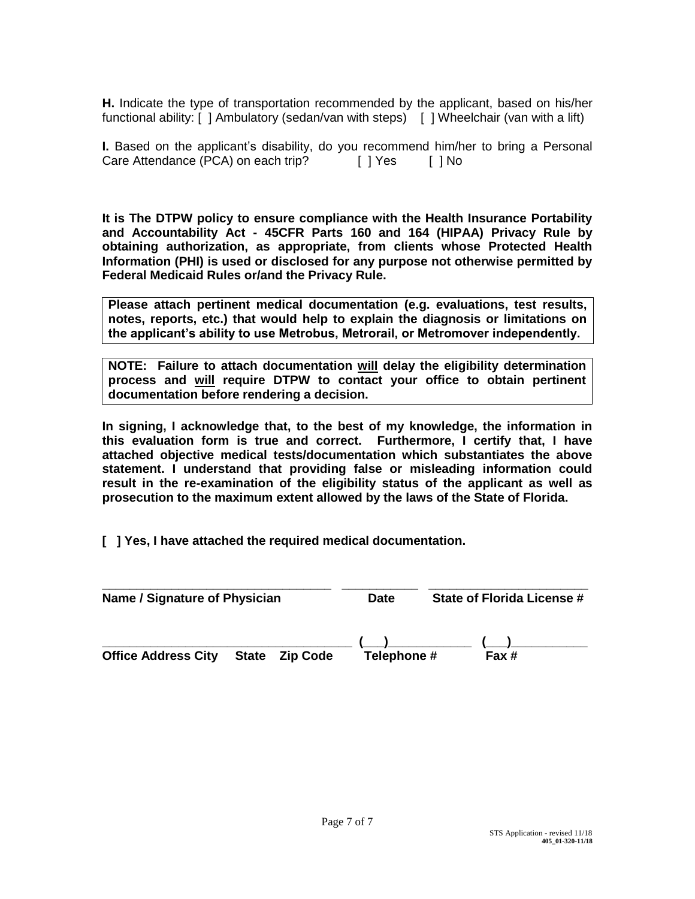**H.** Indicate the type of transportation recommended by the applicant, based on his/her functional ability: [ ] Ambulatory (sedan/van with steps) [ ] Wheelchair (van with a lift)

**I.** Based on the applicant's disability, do you recommend him/her to bring a Personal Care Attendance (PCA) on each trip? [ ] Yes [ ] No

**It is The DTPW policy to ensure compliance with the Health Insurance Portability and Accountability Act - 45CFR Parts 160 and 164 (HIPAA) Privacy Rule by obtaining authorization, as appropriate, from clients whose Protected Health Information (PHI) is used or disclosed for any purpose not otherwise permitted by Federal Medicaid Rules or/and the Privacy Rule.**

**Please attach pertinent medical documentation (e.g. evaluations, test results, notes, reports, etc.) that would help to explain the diagnosis or limitations on the applicant's ability to use Metrobus, Metrorail, or Metromover independently.**

**NOTE: Failure to attach documentation <u>will</u> delay the eligibility determination process and <u>will</u> require DTPW to contact your office to obtain pertinent documentation before rendering a decision.**

**In signing, I acknowledge that, to the best of my knowledge, the information in this evaluation form is true and correct. Furthermore, I certify that, I have attached objective medical tests/documentation which substantiates the above statement. I understand that providing false or misleading information could result in the re-examination of the eligibility status of the applicant as well as prosecution to the maximum extent allowed by the laws of the State of Florida.**

**[ ] Yes, I have attached the required medical documentation.**

| | | |
|---|---|---|
| ______________________________ | __________ | ____________________ |
| **Name / Signature of Physician** | **Date** | **State of Florida License #** |
| ______________________________ | (___)__________ | (___)__________ |
| **Office Address City State Zip Code** | **Telephone #** | **Fax #** |

STS Application - revised 11/18
405_01-320-11/18